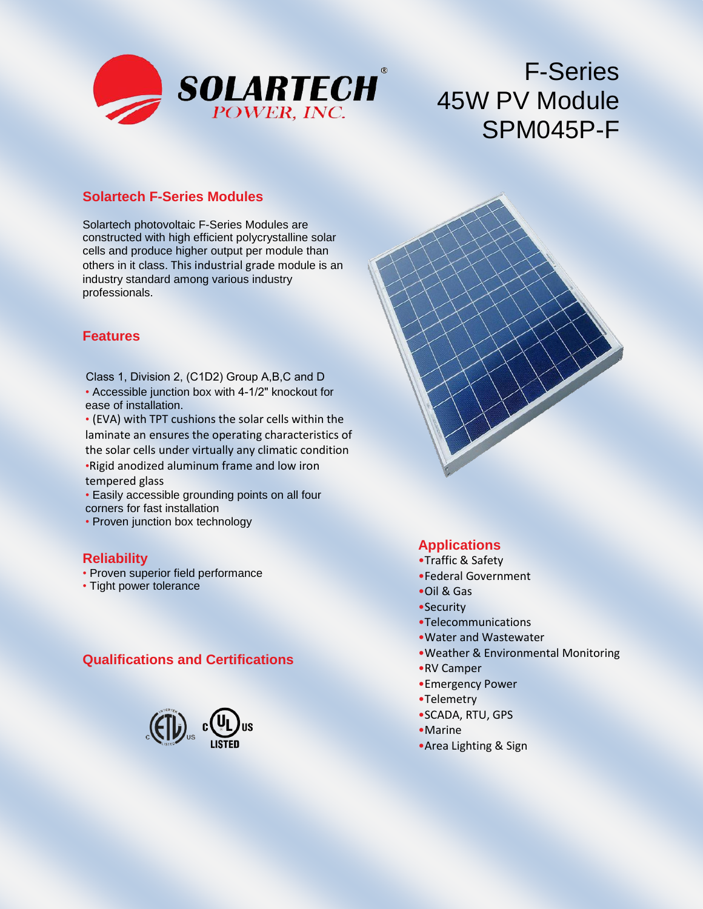SOLARTECH® POWER, INC.

# F-Series 45W PV Module SPM045P-F

## Solartech F-Series Modules

Solartech photovoltaic F-Series Modules are constructed with high efficient polycrystalline solar cells and produce higher output per module than others in it class. This industrial grade module is an industry standard among various industry professionals.

## Features

Class 1, Division 2, (C1D2) Group A,B,C and D

- Accessible junction box with 4-1/2" knockout for ease of installation.
- (EVA) with TPT cushions the solar cells within the laminate an ensures the operating characteristics of the solar cells under virtually any climatic condition
- Rigid anodized aluminum frame and low iron tempered glass
- Easily accessible grounding points on all four corners for fast installation
- Proven junction box technology

## Reliability

- Proven superior field performance
- Tight power tolerance

## Qualifications and Certifications

## Applications

- Traffic & Safety
- Federal Government
- Oil & Gas
- Security
- Telecommunications
- Water and Wastewater
- Weather & Environmental Monitoring
- RV Camper
- Emergency Power
- Telemetry
- SCADA, RTU, GPS
- Marine
- Area Lighting & Sign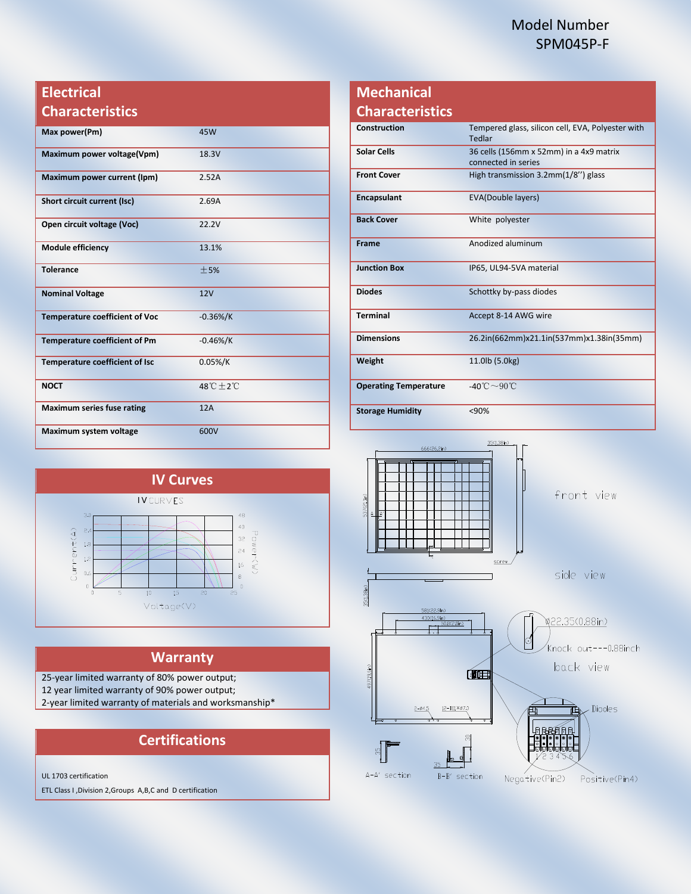Model Number
SPM045P-F

## Electrical Characteristics

| | |
|---|---|
| **Max power(Pm)** | 45W |
| **Maximum power voltage(Vpm)** | 18.3V |
| **Maximum power current (Ipm)** | 2.52A |
| **Short circuit current (Isc)** | 2.69A |
| **Open circuit voltage (Voc)** | 22.2V |
| **Module efficiency** | 13.1% |
| **Tolerance** | ±5% |
| **Nominal Voltage** | 12V |
| **Temperature coefficient of Voc** | -0.36%/K |
| **Temperature coefficient of Pm** | -0.46%/K |
| **Temperature coefficient of Isc** | 0.05%/K |
| **NOCT** | 48℃±2℃ |
| **Maximum series fuse rating** | 12A |
| **Maximum system voltage** | 600V |

## Mechanical Characteristics

| | |
|---|---|
| **Construction** | Tempered glass, silicon cell, EVA, Polyester with Tedlar |
| **Solar Cells** | 36 cells (156mm x 52mm) in a 4x9 matrix connected in series |
| **Front Cover** | High transmission 3.2mm(1/8'') glass |
| **Encapsulant** | EVA(Double layers) |
| **Back Cover** | White polyester |
| **Frame** | Anodized aluminum |
| **Junction Box** | IP65, UL94-5VA material |
| **Diodes** | Schottky by-pass diodes |
| **Terminal** | Accept 8-14 AWG wire |
| **Dimensions** | 26.2in(662mm)x21.1in(537mm)x1.38in(35mm) |
| **Weight** | 11.0lb (5.0kg) |
| **Operating Temperature** | -40℃～90℃ |
| **Storage Humidity** | <90% |

## IV Curves

IV CURVES

Current(A)

Power(W)

Voltage(V)

3.0 2.4 1.8 1.2 0.6 0

48 40 32 24 16 8 0

0 5 10 15 20 25

666(26.2in)

35(1.38in)

537(21.1in)

screw

front view

side view

35(1.38in)

581(22.9in)

430(16.9in)

503(19.8in)

497(19.6in)

Ø22.35(0.88in)

Knock out---0.88inch

back view

2-Ø4.5

12-Ø11×Ø7.0

Diodes

1 2 3 4 5 6

35

35

30

A-A' section

B-B' section

Negative(Pin2)

Positive(Pin4)

## Warranty

25-year limited warranty of 80% power output;
12 year limited warranty of 90% power output;
2-year limited warranty of materials and worksmanship*

## Certifications

UL 1703 certification

ETL Class I ,Division 2,Groups A,B,C and D certification